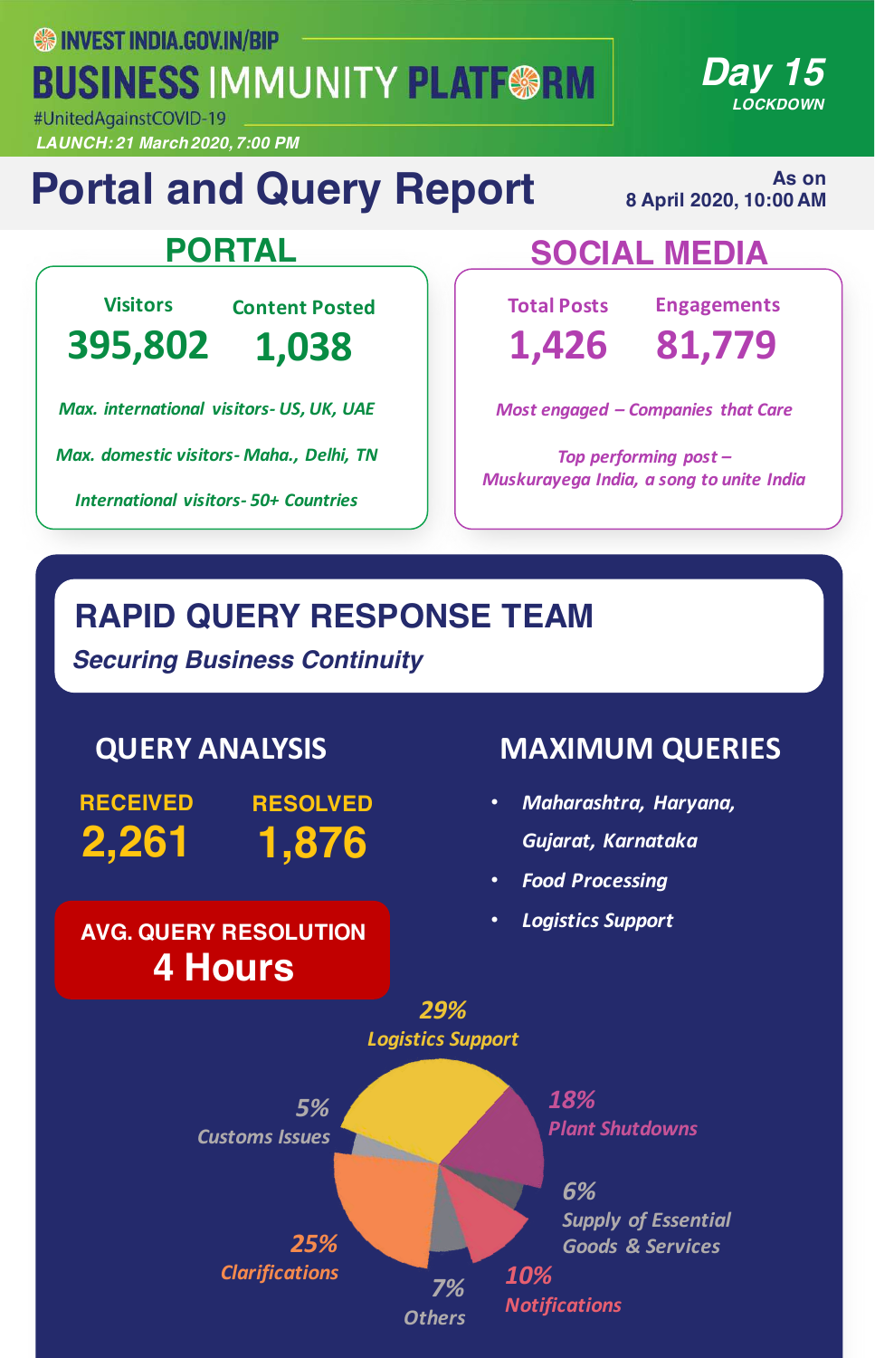INVEST INDIA.GOV.IN/BIP

# BUSINESS IMMUNITY PLATFORM

#UnitedAgainstCOVID-19

LAUNCH: 21 March 2020, 7:00 PM

**Day 15**
LOCKDOWN

# Portal and Query Report

As on
8 April 2020, 10:00 AM

## PORTAL

| Visitors | Content Posted |
|---|---|
| 395,802 | 1,038 |

*Max. international visitors- US, UK, UAE*

*Max. domestic visitors- Maha., Delhi, TN*

*International visitors- 50+ Countries*

## SOCIAL MEDIA

| Total Posts | Engagements |
|---|---|
| 1,426 | 81,779 |

*Most engaged – Companies that Care*

*Top performing post – Muskurayega India, a song to unite India*

## RAPID QUERY RESPONSE TEAM

*Securing Business Continuity*

### QUERY ANALYSIS

| RECEIVED | RESOLVED |
|---|---|
| 2,261 | 1,876 |

**AVG. QUERY RESOLUTION**
**4 Hours**

### MAXIMUM QUERIES

- *Maharashtra, Haryana, Gujarat, Karnataka*
- *Food Processing*
- *Logistics Support*

| Category | Share |
|---|---|
| Logistics Support | 29% |
| Clarifications | 25% |
| Plant Shutdowns | 18% |
| Notifications | 10% |
| Others | 7% |
| Supply of Essential Goods & Services | 6% |
| Customs Issues | 5% |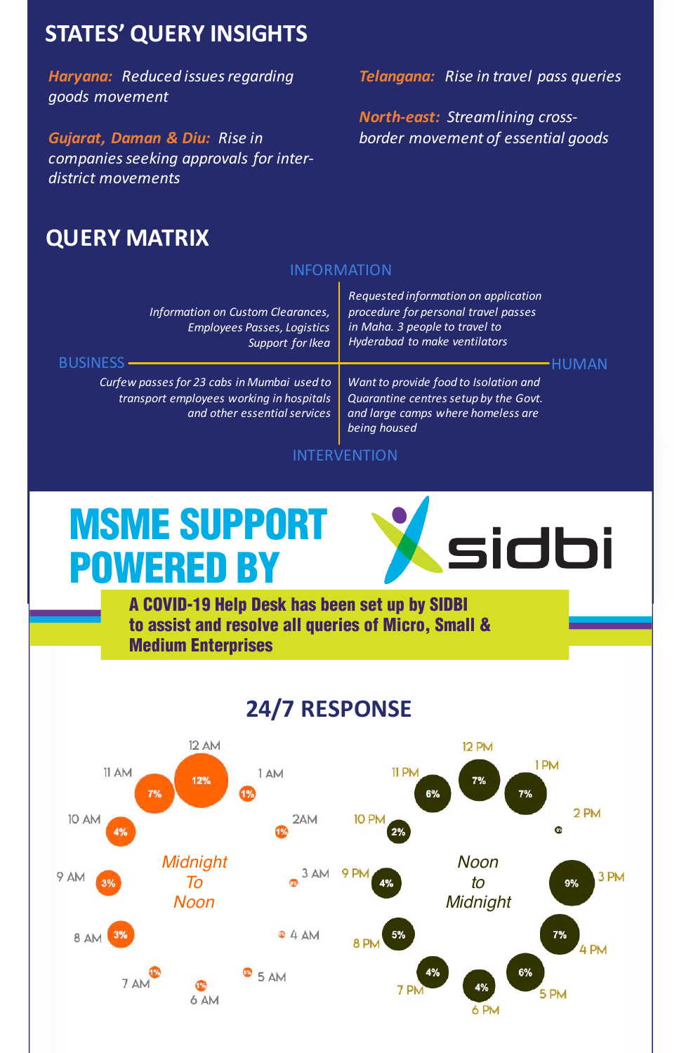## STATES' QUERY INSIGHTS

*Haryana:* *Reduced issues regarding goods movement*

*Gujarat, Daman & Diu:* *Rise in companies seeking approvals for inter-district movements*

*Telangana:* *Rise in travel pass queries*

*North-east:* *Streamlining cross-border movement of essential goods*

## QUERY MATRIX

INFORMATION

| | BUSINESS | HUMAN |
|---|---|---|
| **INFORMATION** | *Information on Custom Clearances, Employees Passes, Logistics Support for Ikea* | *Requested information on application procedure for personal travel passes in Maha. 3 people to travel to Hyderabad to make ventilators* |
| **INTERVENTION** | *Curfew passes for 23 cabs in Mumbai used to transport employees working in hospitals and other essential services* | *Want to provide food to Isolation and Quarantine centres setup by the Govt. and large camps where homeless are being housed* |

INTERVENTION

# MSME SUPPORT POWERED BY sidbi

**A COVID-19 Help Desk has been set up by SIDBI to assist and resolve all queries of Micro, Small & Medium Enterprises**

## 24/7 RESPONSE

*Midnight To Noon*

| Time | Share |
|---|---|
| 12 AM | 12% |
| 1 AM | 1% |
| 2AM | 1% |
| 3 AM | 0% |
| 4 AM | 0% |
| 5 AM | 0% |
| 6 AM | 1% |
| 7 AM | 1% |
| 8 AM | 3% |
| 9 AM | 3% |
| 10 AM | 4% |
| 11 AM | 7% |

*Noon to Midnight*

| Time | Share |
|---|---|
| 12 PM | 7% |
| 1 PM | 7% |
| 2 PM | 0% |
| 3 PM | 9% |
| 4 PM | 7% |
| 5 PM | 6% |
| 6 PM | 4% |
| 7 PM | 4% |
| 8 PM | 5% |
| 9 PM | 4% |
| 10 PM | 2% |
| 11 PM | 6% |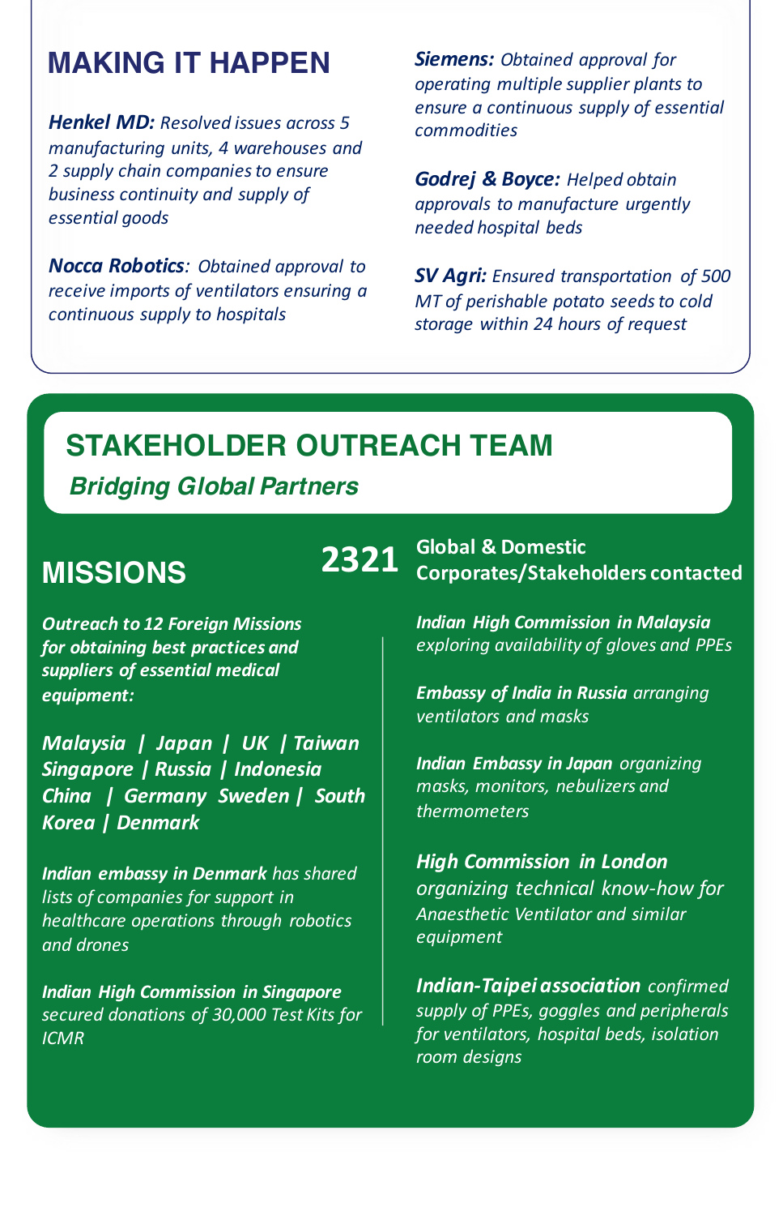## MAKING IT HAPPEN

***Henkel MD:*** *Resolved issues across 5 manufacturing units, 4 warehouses and 2 supply chain companies to ensure business continuity and supply of essential goods*

***Nocca Robotics****: Obtained approval to receive imports of ventilators ensuring a continuous supply to hospitals*

***Siemens:*** *Obtained approval for operating multiple supplier plants to ensure a continuous supply of essential commodities*

***Godrej & Boyce:*** *Helped obtain approvals to manufacture urgently needed hospital beds*

***SV Agri:*** *Ensured transportation of 500 MT of perishable potato seeds to cold storage within 24 hours of request*

## STAKEHOLDER OUTREACH TEAM

***Bridging Global Partners***

### MISSIONS

***Outreach to 12 Foreign Missions for obtaining best practices and suppliers of essential medical equipment:***

***Malaysia | Japan | UK | Taiwan Singapore | Russia | Indonesia China | Germany Sweden | South Korea | Denmark***

***Indian embassy in Denmark*** *has shared lists of companies for support in healthcare operations through robotics and drones*

***Indian High Commission in Singapore*** *secured donations of 30,000 Test Kits for ICMR*

**2321** **Global & Domestic Corporates/Stakeholders contacted**

***Indian High Commission in Malaysia*** *exploring availability of gloves and PPEs*

***Embassy of India in Russia*** *arranging ventilators and masks*

***Indian Embassy in Japan*** *organizing masks, monitors, nebulizers and thermometers*

***High Commission in London*** *organizing technical know-how for Anaesthetic Ventilator and similar equipment*

***Indian-Taipei association*** *confirmed supply of PPEs, goggles and peripherals for ventilators, hospital beds, isolation room designs*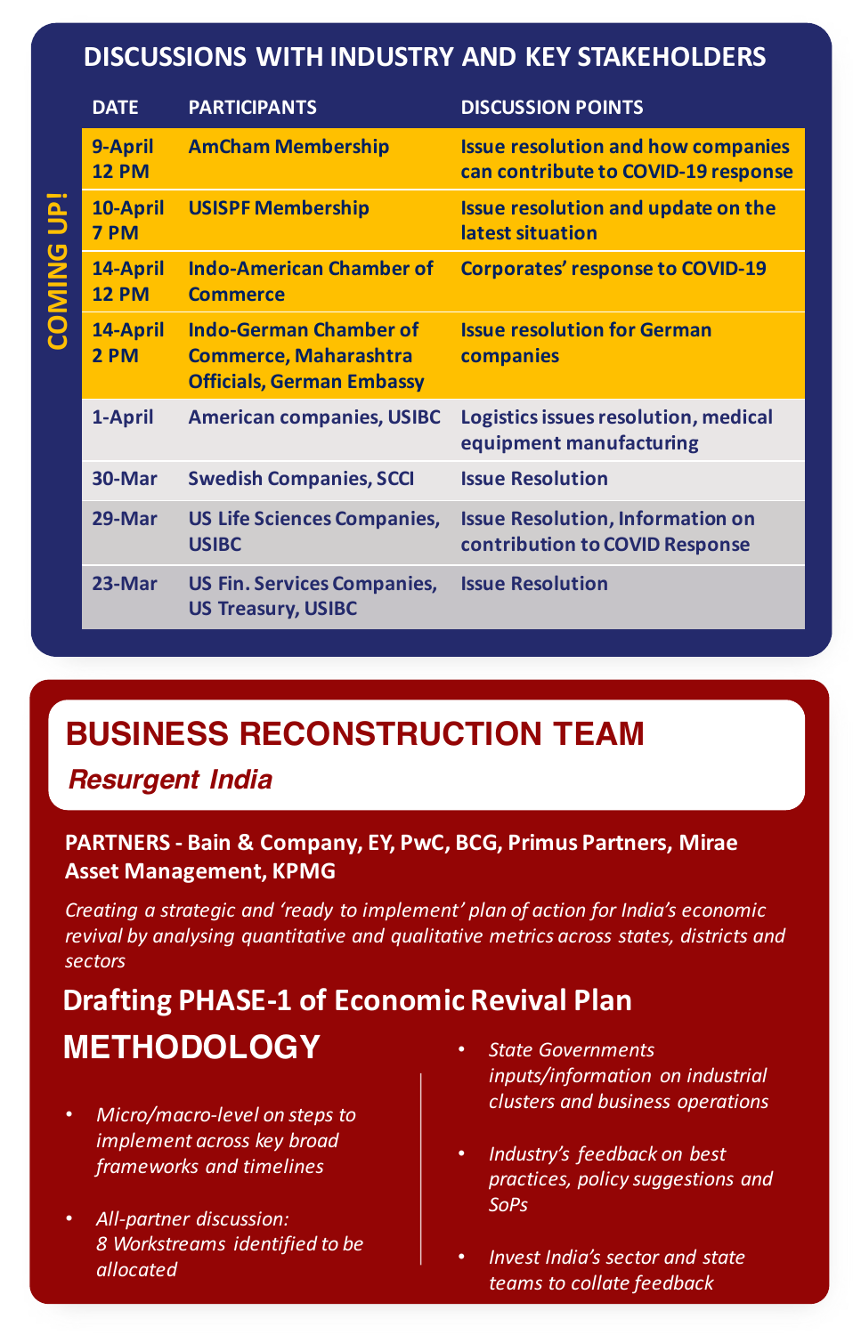## DISCUSSIONS WITH INDUSTRY AND KEY STAKEHOLDERS

**COMING UP!**

| DATE | PARTICIPANTS | DISCUSSION POINTS |
| --- | --- | --- |
| 9-April 12 PM | AmCham Membership | Issue resolution and how companies can contribute to COVID-19 response |
| 10-April 7 PM | USISPF Membership | Issue resolution and update on the latest situation |
| 14-April 12 PM | Indo-American Chamber of Commerce | Corporates' response to COVID-19 |
| 14-April 2 PM | Indo-German Chamber of Commerce, Maharashtra Officials, German Embassy | Issue resolution for German companies |
| 1-April | American companies, USIBC | Logistics issues resolution, medical equipment manufacturing |
| 30-Mar | Swedish Companies, SCCI | Issue Resolution |
| 29-Mar | US Life Sciences Companies, USIBC | Issue Resolution, Information on contribution to COVID Response |
| 23-Mar | US Fin. Services Companies, US Treasury, USIBC | Issue Resolution |

## BUSINESS RECONSTRUCTION TEAM

*Resurgent India*

**PARTNERS - Bain & Company, EY, PwC, BCG, Primus Partners, Mirae Asset Management, KPMG**

*Creating a strategic and 'ready to implement' plan of action for India's economic revival by analysing quantitative and qualitative metrics across states, districts and sectors*

### Drafting PHASE-1 of Economic Revival Plan

### METHODOLOGY

- *Micro/macro-level on steps to implement across key broad frameworks and timelines*
- *All-partner discussion: 8 Workstreams identified to be allocated*
- *State Governments inputs/information on industrial clusters and business operations*
- *Industry's feedback on best practices, policy suggestions and SoPs*
- *Invest India's sector and state teams to collate feedback*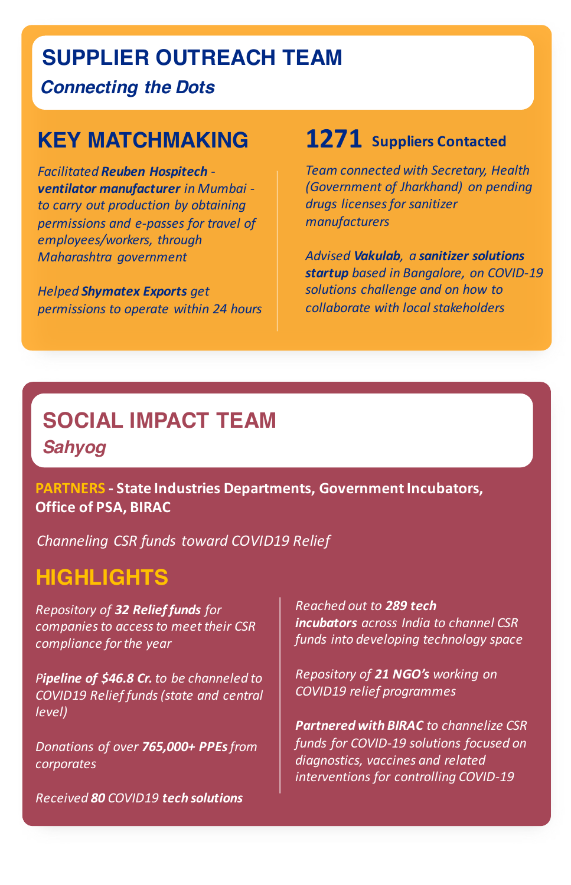# SUPPLIER OUTREACH TEAM

*Connecting the Dots*

## KEY MATCHMAKING

*Facilitated **Reuben Hospitech - ventilator manufacturer** in Mumbai - to carry out production by obtaining permissions and e-passes for travel of employees/workers, through Maharashtra government*

*Helped **Shymatex Exports** get permissions to operate within 24 hours*

## 1271 Suppliers Contacted

*Team connected with Secretary, Health (Government of Jharkhand) on pending drugs licenses for sanitizer manufacturers*

*Advised **Vakulab**, a **sanitizer solutions startup** based in Bangalore, on COVID-19 solutions challenge and on how to collaborate with local stakeholders*

# SOCIAL IMPACT TEAM

*Sahyog*

**PARTNERS - State Industries Departments, Government Incubators, Office of PSA, BIRAC**

*Channeling CSR funds toward COVID19 Relief*

## HIGHLIGHTS

*Repository of **32 Relief funds** for companies to access to meet their CSR compliance for the year*

***Pipeline of $46.8 Cr.** to be channeled to COVID19 Relief funds (state and central level)*

*Donations of over **765,000+ PPEs** from corporates*

*Received **80** COVID19 **tech solutions***

*Reached out to **289 tech incubators** across India to channel CSR funds into developing technology space*

*Repository of **21 NGO's** working on COVID19 relief programmes*

***Partnered with BIRAC** to channelize CSR funds for COVID-19 solutions focused on diagnostics, vaccines and related interventions for controlling COVID-19*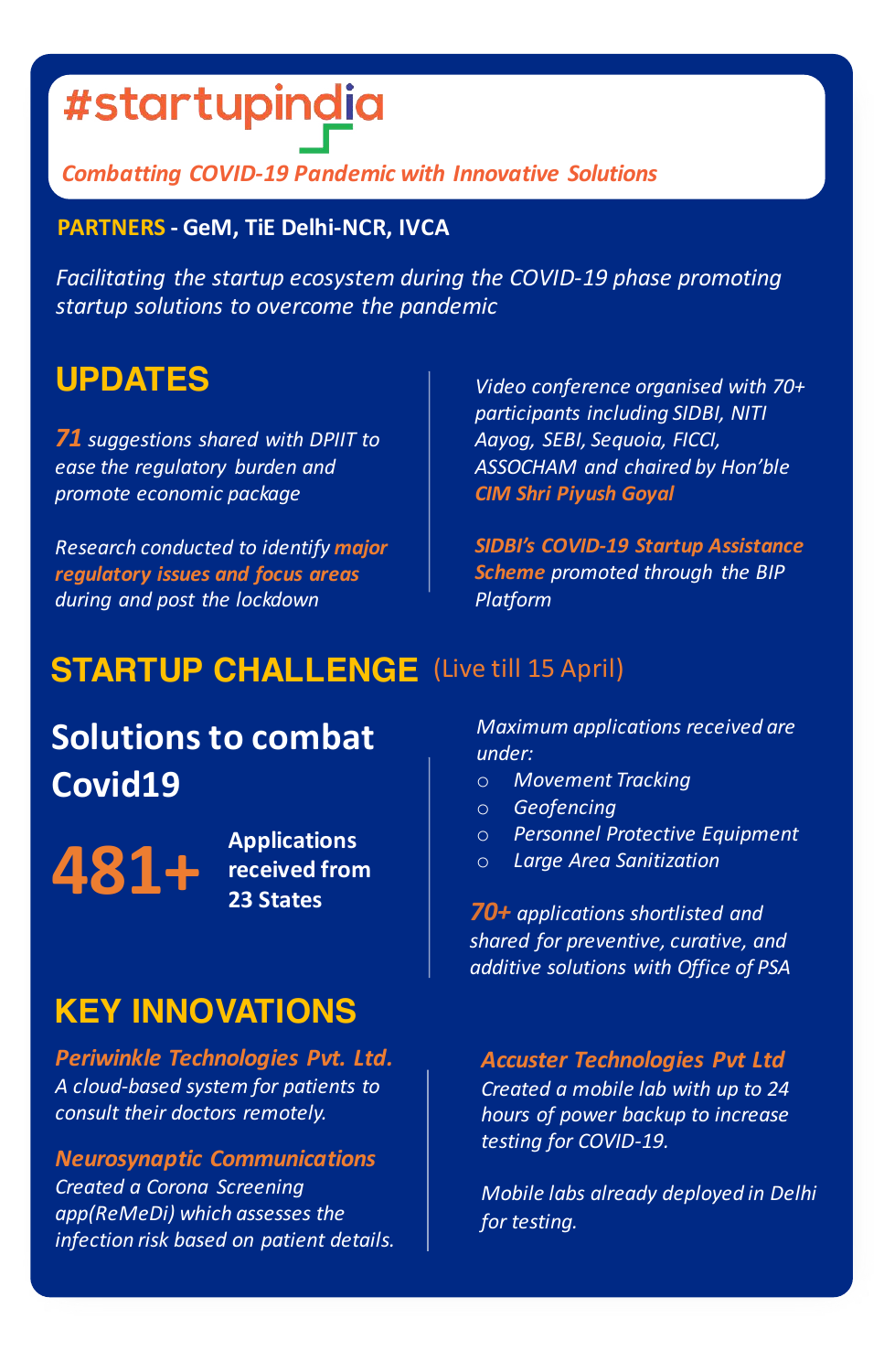# #startupindia

*Combatting COVID-19 Pandemic with Innovative Solutions*

**PARTNERS - GeM, TiE Delhi-NCR, IVCA**

*Facilitating the startup ecosystem during the COVID-19 phase promoting startup solutions to overcome the pandemic*

## UPDATES

*71 suggestions shared with DPIIT to ease the regulatory burden and promote economic package*

*Research conducted to identify major regulatory issues and focus areas during and post the lockdown*

*Video conference organised with 70+ participants including SIDBI, NITI Aayog, SEBI, Sequoia, FICCI, ASSOCHAM and chaired by Hon'ble CIM Shri Piyush Goyal*

*SIDBI's COVID-19 Startup Assistance Scheme promoted through the BIP Platform*

## STARTUP CHALLENGE (Live till 15 April)

### Solutions to combat Covid19

**481+** **Applications received from 23 States**

*Maximum applications received are under:*

- *Movement Tracking*
- *Geofencing*
- *Personnel Protective Equipment*
- *Large Area Sanitization*

*70+ applications shortlisted and shared for preventive, curative, and additive solutions with Office of PSA*

## KEY INNOVATIONS

***Periwinkle Technologies Pvt. Ltd.***
*A cloud-based system for patients to consult their doctors remotely.*

***Neurosynaptic Communications***
*Created a Corona Screening app(ReMeDi) which assesses the infection risk based on patient details.*

***Accuster Technologies Pvt Ltd***
*Created a mobile lab with up to 24 hours of power backup to increase testing for COVID-19.*

*Mobile labs already deployed in Delhi for testing.*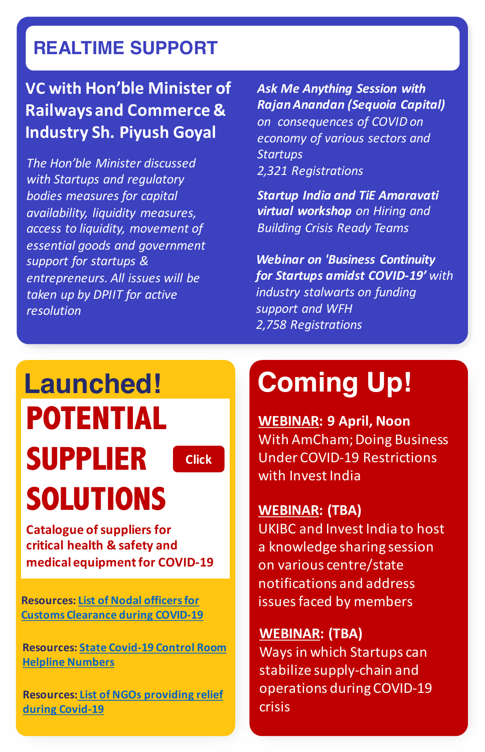# REALTIME SUPPORT

## VC with Hon'ble Minister of Railways and Commerce & Industry Sh. Piyush Goyal

*The Hon'ble Minister discussed with Startups and regulatory bodies measures for capital availability, liquidity measures, access to liquidity, movement of essential goods and government support for startups & entrepreneurs. All issues will be taken up by DPIIT for active resolution*

***Ask Me Anything Session with Rajan Anandan (Sequoia Capital)*** *on consequences of COVID on economy of various sectors and Startups*
*2,321 Registrations*

***Startup India and TiE Amaravati virtual workshop*** *on Hiring and Building Crisis Ready Teams*

***Webinar on 'Business Continuity for Startups amidst COVID-19'*** *with industry stalwarts on funding support and WFH*
*2,758 Registrations*

# Launched!

## POTENTIAL SUPPLIER SOLUTIONS

Click

**Catalogue of suppliers for critical health & safety and medical equipment for COVID-19**

**Resources:** List of Nodal officers for Customs Clearance during COVID-19

**Resources:** State Covid-19 Control Room Helpline Numbers

**Resources:** List of NGOs providing relief during Covid-19

# Coming Up!

**WEBINAR: 9 April, Noon**
With AmCham; Doing Business Under COVID-19 Restrictions with Invest India

**WEBINAR: (TBA)**
UKIBC and Invest India to host a knowledge sharing session on various centre/state notifications and address issues faced by members

**WEBINAR: (TBA)**
Ways in which Startups can stabilize supply-chain and operations during COVID-19 crisis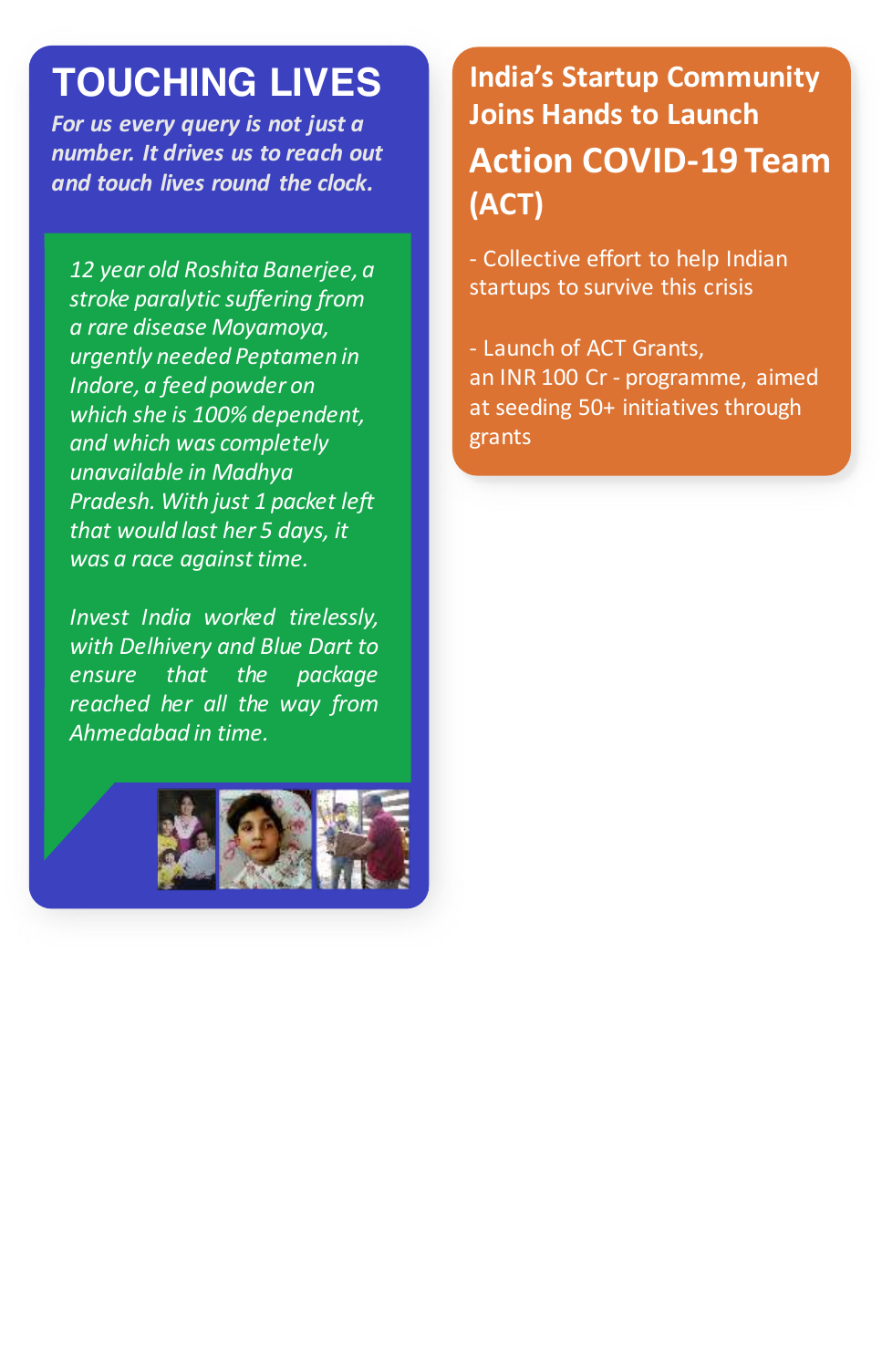## TOUCHING LIVES

***For us every query is not just a number. It drives us to reach out and touch lives round the clock.***

*12 year old Roshita Banerjee, a stroke paralytic suffering from a rare disease Moyamoya, urgently needed Peptamen in Indore, a feed powder on which she is 100% dependent, and which was completely unavailable in Madhya Pradesh. With just 1 packet left that would last her 5 days, it was a race against time.*

*Invest India worked tirelessly, with Delhivery and Blue Dart to ensure that the package reached her all the way from Ahmedabad in time.*

## India's Startup Community Joins Hands to Launch Action COVID-19 Team (ACT)

- Collective effort to help Indian startups to survive this crisis

- Launch of ACT Grants, an INR 100 Cr - programme, aimed at seeding 50+ initiatives through grants